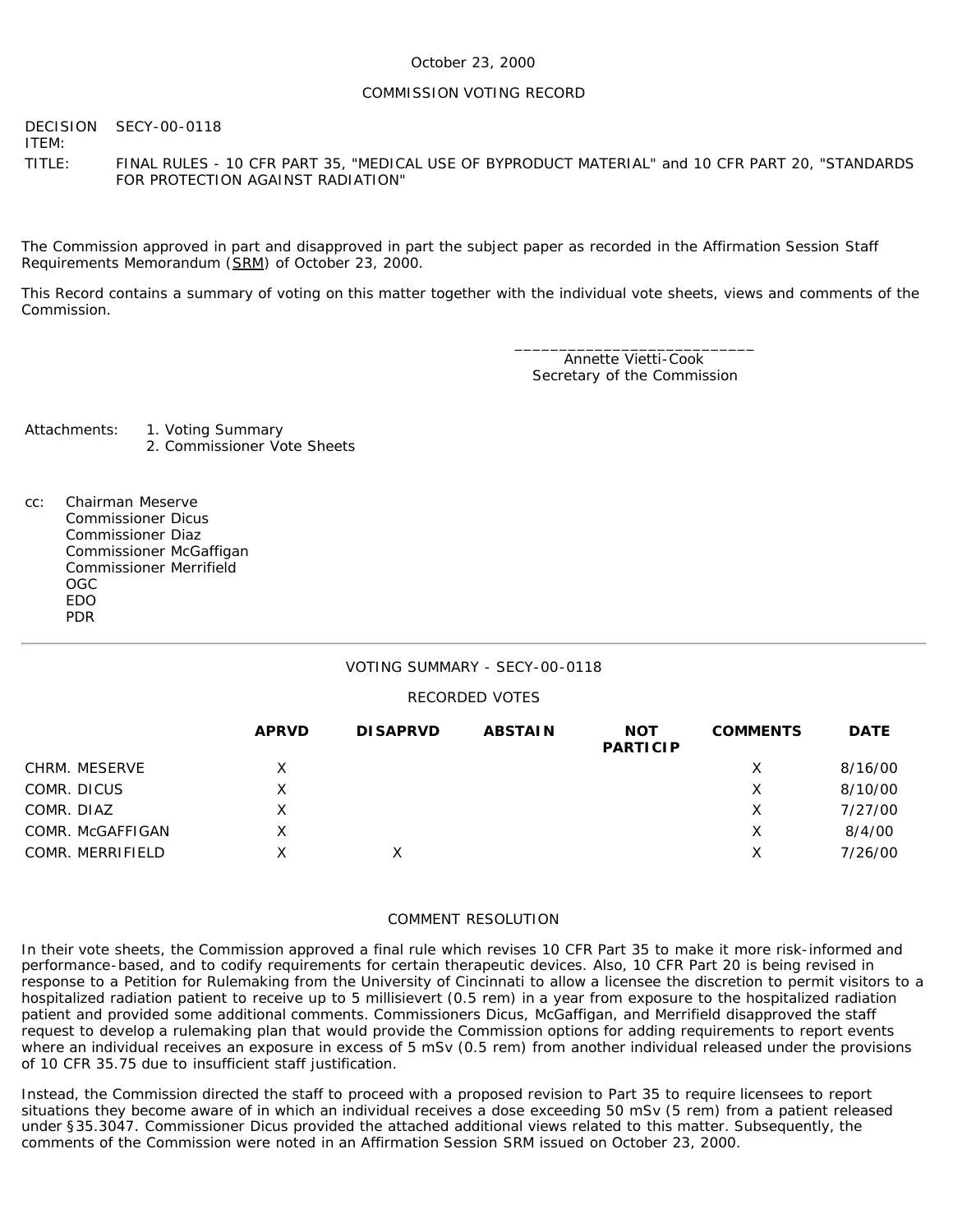October 23, 2000

COMMISSION VOTING RECORD

DECISION ITEM: SECY-00-0118

TITLE: FINAL RULES - 10 CFR PART 35, "MEDICAL USE OF BYPRODUCT MATERIAL" and 10 CFR PART 20, "STANDARDS FOR PROTECTION AGAINST RADIATION"

The Commission approved in part and disapproved in part the subject paper as recorded in the Affirmation Session Staff Requirements Memorandum (SRM) of October 23, 2000.

This Record contains a summary of voting on this matter together with the individual vote sheets, views and comments of the Commission.

___________________________
Annette Vietti-Cook
Secretary of the Commission

Attachments:
1. Voting Summary
2. Commissioner Vote Sheets

cc: Chairman Meserve
Commissioner Dicus
Commissioner Diaz
Commissioner McGaffigan
Commissioner Merrifield
OGC
EDO
PDR

---

VOTING SUMMARY - SECY-00-0118

RECORDED VOTES

| | APRVD | DISAPRVD | ABSTAIN | NOT PARTICIP | COMMENTS | DATE |
|---|---|---|---|---|---|---|
| CHRM. MESERVE | X | | | | X | 8/16/00 |
| COMR. DICUS | X | | | | X | 8/10/00 |
| COMR. DIAZ | X | | | | X | 7/27/00 |
| COMR. McGAFFIGAN | X | | | | X | 8/4/00 |
| COMR. MERRIFIELD | X | X | | | X | 7/26/00 |

COMMENT RESOLUTION

In their vote sheets, the Commission approved a final rule which revises 10 CFR Part 35 to make it more risk-informed and performance-based, and to codify requirements for certain therapeutic devices. Also, 10 CFR Part 20 is being revised in response to a Petition for Rulemaking from the University of Cincinnati to allow a licensee the discretion to permit visitors to a hospitalized radiation patient to receive up to 5 millisievert (0.5 rem) in a year from exposure to the hospitalized radiation patient and provided some additional comments. Commissioners Dicus, McGaffigan, and Merrifield disapproved the staff request to develop a rulemaking plan that would provide the Commission options for adding requirements to report events where an individual receives an exposure in excess of 5 mSv (0.5 rem) from another individual released under the provisions of 10 CFR 35.75 due to insufficient staff justification.

Instead, the Commission directed the staff to proceed with a proposed revision to Part 35 to require licensees to report situations they become aware of in which an individual receives a dose exceeding 50 mSv (5 rem) from a patient released under §35.3047. Commissioner Dicus provided the attached additional views related to this matter. Subsequently, the comments of the Commission were noted in an Affirmation Session SRM issued on October 23, 2000.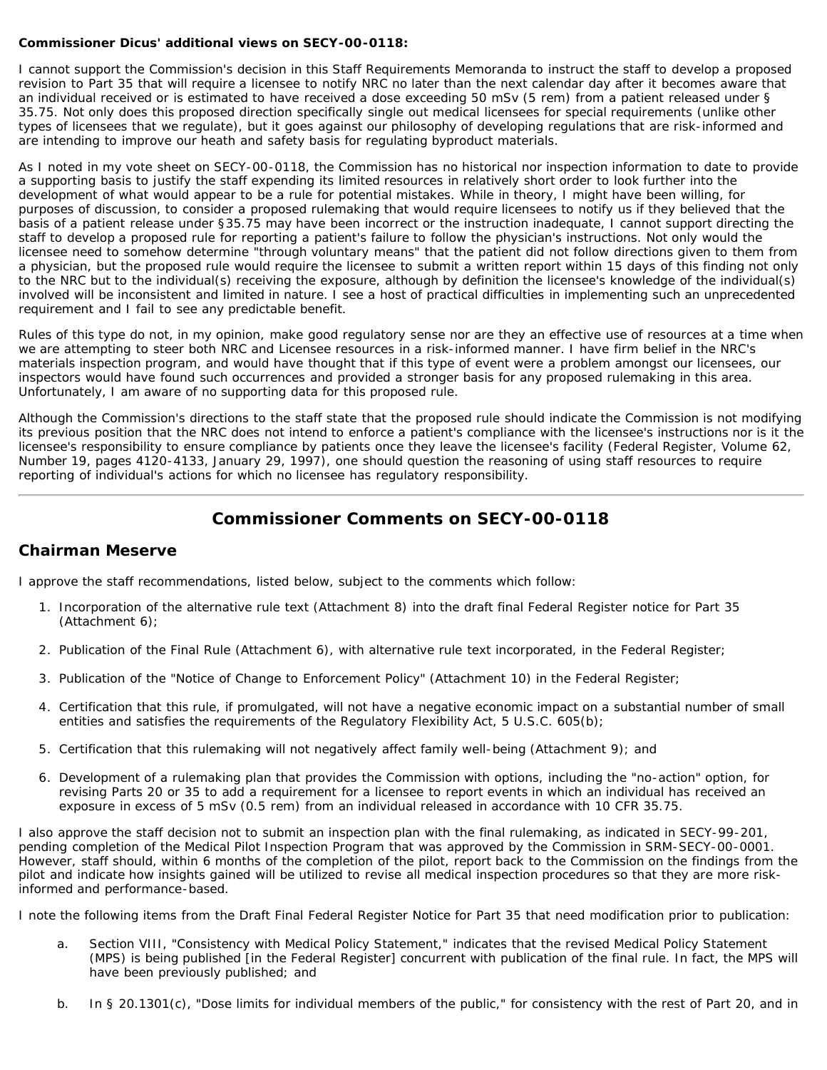**Commissioner Dicus' additional views on SECY-00-0118:**

I cannot support the Commission's decision in this Staff Requirements Memoranda to instruct the staff to develop a proposed revision to Part 35 that will require a licensee to notify NRC no later than the next calendar day after it becomes aware that an individual received or is estimated to have received a dose exceeding 50 mSv (5 rem) from a patient released under § 35.75. Not only does this proposed direction specifically single out medical licensees for special requirements (unlike other types of licensees that we regulate), but it goes against our philosophy of developing regulations that are risk-informed and are intending to improve our heath and safety basis for regulating byproduct materials.

As I noted in my vote sheet on SECY-00-0118, the Commission has no historical nor inspection information to date to provide a supporting basis to justify the staff expending its limited resources in relatively short order to look further into the development of what would appear to be a rule for potential mistakes. While in theory, I might have been willing, for purposes of discussion, to consider a proposed rulemaking that would require licensees to notify us if they believed that the basis of a patient release under §35.75 may have been incorrect or the instruction inadequate, I cannot support directing the staff to develop a proposed rule for reporting a patient's failure to follow the physician's instructions. Not only would the licensee need to somehow determine "through voluntary means" that the patient did not follow directions given to them from a physician, but the proposed rule would require the licensee to submit a written report within 15 days of this finding not only to the NRC but to the individual(s) receiving the exposure, although by definition the licensee's knowledge of the individual(s) involved will be inconsistent and limited in nature. I see a host of practical difficulties in implementing such an unprecedented requirement and I fail to see any predictable benefit.

Rules of this type do not, in my opinion, make good regulatory sense nor are they an effective use of resources at a time when we are attempting to steer both NRC and Licensee resources in a risk-informed manner. I have firm belief in the NRC's materials inspection program, and would have thought that if this type of event were a problem amongst our licensees, our inspectors would have found such occurrences and provided a stronger basis for any proposed rulemaking in this area. Unfortunately, I am aware of no supporting data for this proposed rule.

Although the Commission's directions to the staff state that the proposed rule should indicate the Commission is not modifying its previous position that the NRC does not intend to enforce a patient's compliance with the licensee's instructions nor is it the licensee's responsibility to ensure compliance by patients once they leave the licensee's facility (Federal Register, Volume 62, Number 19, pages 4120-4133, January 29, 1997), one should question the reasoning of using staff resources to require reporting of individual's actions for which no licensee has regulatory responsibility.

---

# Commissioner Comments on SECY-00-0118

## Chairman Meserve

I approve the staff recommendations, listed below, subject to the comments which follow:

1. Incorporation of the alternative rule text (Attachment 8) into the draft final Federal Register notice for Part 35 (Attachment 6);
2. Publication of the Final Rule (Attachment 6), with alternative rule text incorporated, in the Federal Register;
3. Publication of the "Notice of Change to Enforcement Policy" (Attachment 10) in the Federal Register;
4. Certification that this rule, if promulgated, will not have a negative economic impact on a substantial number of small entities and satisfies the requirements of the Regulatory Flexibility Act, 5 U.S.C. 605(b);
5. Certification that this rulemaking will not negatively affect family well-being (Attachment 9); and
6. Development of a rulemaking plan that provides the Commission with options, including the "no-action" option, for revising Parts 20 or 35 to add a requirement for a licensee to report events in which an individual has received an exposure in excess of 5 mSv (0.5 rem) from an individual released in accordance with 10 CFR 35.75.

I also approve the staff decision not to submit an inspection plan with the final rulemaking, as indicated in SECY-99-201, pending completion of the Medical Pilot Inspection Program that was approved by the Commission in SRM-SECY-00-0001. However, staff should, within 6 months of the completion of the pilot, report back to the Commission on the findings from the pilot and indicate how insights gained will be utilized to revise all medical inspection procedures so that they are more risk-informed and performance-based.

I note the following items from the Draft Final Federal Register Notice for Part 35 that need modification prior to publication:

a. Section VIII, "Consistency with Medical Policy Statement," indicates that the revised Medical Policy Statement (MPS) is being published [in the Federal Register] concurrent with publication of the final rule. In fact, the MPS will have been previously published; and

b. In § 20.1301(c), "Dose limits for individual members of the public," for consistency with the rest of Part 20, and in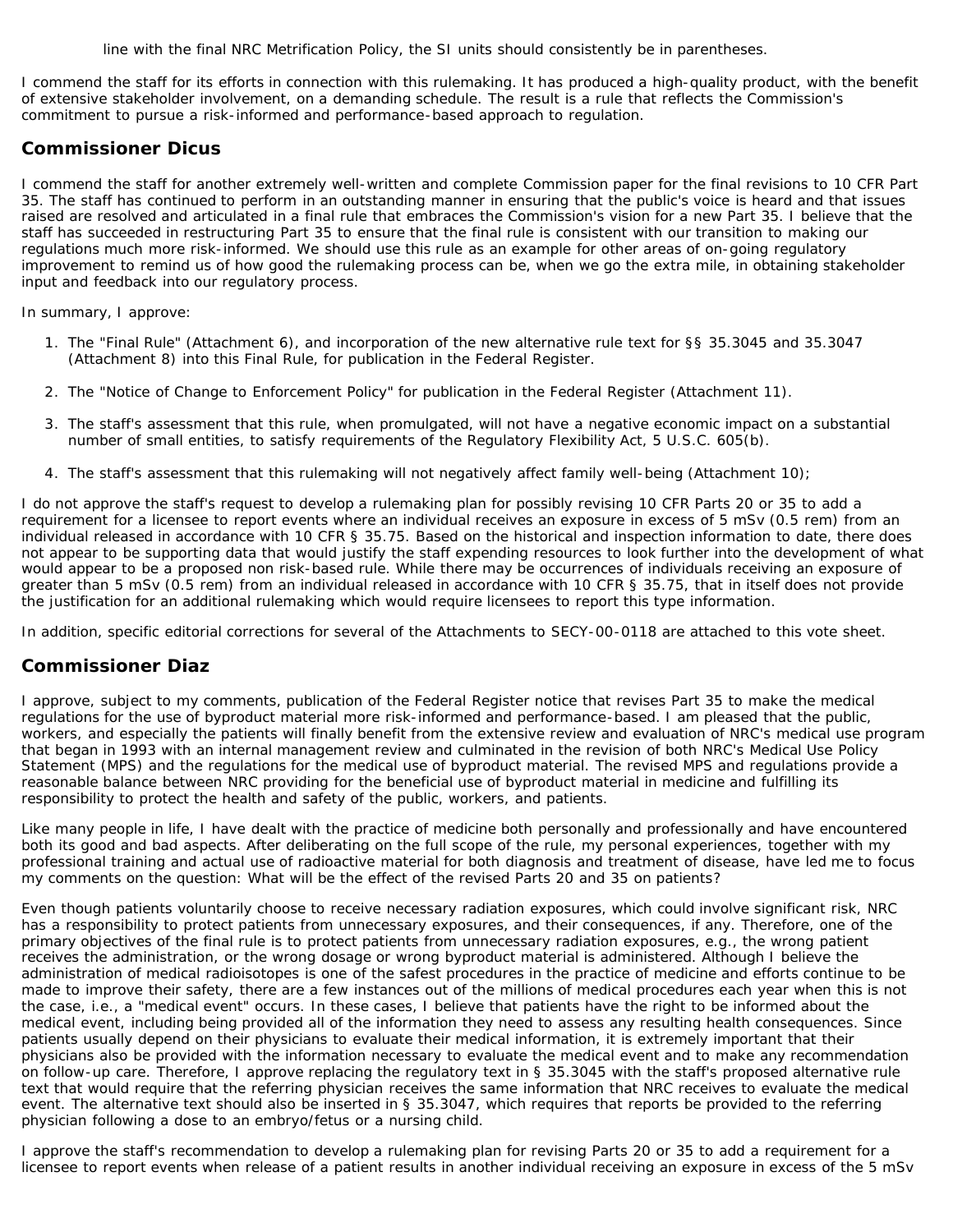line with the final NRC Metrification Policy, the SI units should consistently be in parentheses.

I commend the staff for its efforts in connection with this rulemaking. It has produced a high-quality product, with the benefit of extensive stakeholder involvement, on a demanding schedule. The result is a rule that reflects the Commission's commitment to pursue a risk-informed and performance-based approach to regulation.

## Commissioner Dicus

I commend the staff for another extremely well-written and complete Commission paper for the final revisions to 10 CFR Part 35. The staff has continued to perform in an outstanding manner in ensuring that the public's voice is heard and that issues raised are resolved and articulated in a final rule that embraces the Commission's vision for a new Part 35. I believe that the staff has succeeded in restructuring Part 35 to ensure that the final rule is consistent with our transition to making our regulations much more risk-informed. We should use this rule as an example for other areas of on-going regulatory improvement to remind us of how good the rulemaking process can be, when we go the extra mile, in obtaining stakeholder input and feedback into our regulatory process.

In summary, I approve:

1. The "Final Rule" (Attachment 6), and incorporation of the new alternative rule text for §§ 35.3045 and 35.3047 (Attachment 8) into this Final Rule, for publication in the Federal Register.

2. The "Notice of Change to Enforcement Policy" for publication in the Federal Register (Attachment 11).

3. The staff's assessment that this rule, when promulgated, will not have a negative economic impact on a substantial number of small entities, to satisfy requirements of the Regulatory Flexibility Act, 5 U.S.C. 605(b).

4. The staff's assessment that this rulemaking will not negatively affect family well-being (Attachment 10);

I do not approve the staff's request to develop a rulemaking plan for possibly revising 10 CFR Parts 20 or 35 to add a requirement for a licensee to report events where an individual receives an exposure in excess of 5 mSv (0.5 rem) from an individual released in accordance with 10 CFR § 35.75. Based on the historical and inspection information to date, there does not appear to be supporting data that would justify the staff expending resources to look further into the development of what would appear to be a proposed non risk-based rule. While there may be occurrences of individuals receiving an exposure of greater than 5 mSv (0.5 rem) from an individual released in accordance with 10 CFR § 35.75, that in itself does not provide the justification for an additional rulemaking which would require licensees to report this type information.

In addition, specific editorial corrections for several of the Attachments to SECY-00-0118 are attached to this vote sheet.

## Commissioner Diaz

I approve, subject to my comments, publication of the Federal Register notice that revises Part 35 to make the medical regulations for the use of byproduct material more risk-informed and performance-based. I am pleased that the public, workers, and especially the patients will finally benefit from the extensive review and evaluation of NRC's medical use program that began in 1993 with an internal management review and culminated in the revision of both NRC's Medical Use Policy Statement (MPS) and the regulations for the medical use of byproduct material. The revised MPS and regulations provide a reasonable balance between NRC providing for the beneficial use of byproduct material in medicine and fulfilling its responsibility to protect the health and safety of the public, workers, and patients.

Like many people in life, I have dealt with the practice of medicine both personally and professionally and have encountered both its good and bad aspects. After deliberating on the full scope of the rule, my personal experiences, together with my professional training and actual use of radioactive material for both diagnosis and treatment of disease, have led me to focus my comments on the question: What will be the effect of the revised Parts 20 and 35 on patients?

Even though patients voluntarily choose to receive necessary radiation exposures, which could involve significant risk, NRC has a responsibility to protect patients from unnecessary exposures, and their consequences, if any. Therefore, one of the primary objectives of the final rule is to protect patients from unnecessary radiation exposures, e.g., the wrong patient receives the administration, or the wrong dosage or wrong byproduct material is administered. Although I believe the administration of medical radioisotopes is one of the safest procedures in the practice of medicine and efforts continue to be made to improve their safety, there are a few instances out of the millions of medical procedures each year when this is not the case, i.e., a "medical event" occurs. In these cases, I believe that patients have the right to be informed about the medical event, including being provided all of the information they need to assess any resulting health consequences. Since patients usually depend on their physicians to evaluate their medical information, it is extremely important that their physicians also be provided with the information necessary to evaluate the medical event and to make any recommendation on follow-up care. Therefore, I approve replacing the regulatory text in § 35.3045 with the staff's proposed alternative rule text that would require that the referring physician receives the same information that NRC receives to evaluate the medical event. The alternative text should also be inserted in § 35.3047, which requires that reports be provided to the referring physician following a dose to an embryo/fetus or a nursing child.

I approve the staff's recommendation to develop a rulemaking plan for revising Parts 20 or 35 to add a requirement for a licensee to report events when release of a patient results in another individual receiving an exposure in excess of the 5 mSv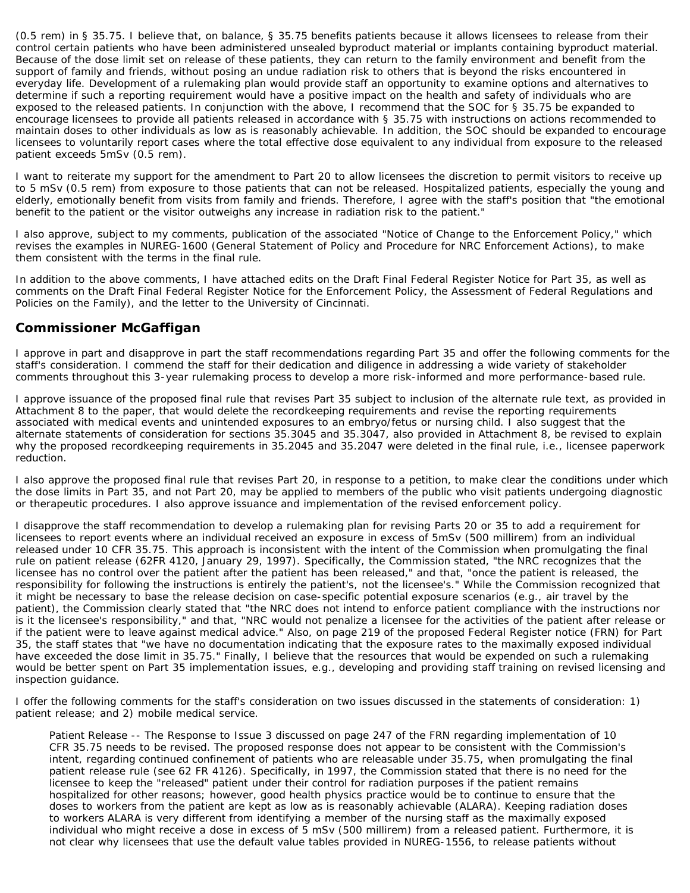(0.5 rem) in § 35.75. I believe that, on balance, § 35.75 benefits patients because it allows licensees to release from their control certain patients who have been administered unsealed byproduct material or implants containing byproduct material. Because of the dose limit set on release of these patients, they can return to the family environment and benefit from the support of family and friends, without posing an undue radiation risk to others that is beyond the risks encountered in everyday life. Development of a rulemaking plan would provide staff an opportunity to examine options and alternatives to determine if such a reporting requirement would have a positive impact on the health and safety of individuals who are exposed to the released patients. In conjunction with the above, I recommend that the SOC for § 35.75 be expanded to encourage licensees to provide all patients released in accordance with § 35.75 with instructions on actions recommended to maintain doses to other individuals as low as is reasonably achievable. In addition, the SOC should be expanded to encourage licensees to voluntarily report cases where the total effective dose equivalent to any individual from exposure to the released patient exceeds 5mSv (0.5 rem).

I want to reiterate my support for the amendment to Part 20 to allow licensees the discretion to permit visitors to receive up to 5 mSv (0.5 rem) from exposure to those patients that can not be released. Hospitalized patients, especially the young and elderly, emotionally benefit from visits from family and friends. Therefore, I agree with the staff's position that "the emotional benefit to the patient or the visitor outweighs any increase in radiation risk to the patient."

I also approve, subject to my comments, publication of the associated "Notice of Change to the Enforcement Policy," which revises the examples in NUREG-1600 (General Statement of Policy and Procedure for NRC Enforcement Actions), to make them consistent with the terms in the final rule.

In addition to the above comments, I have attached edits on the Draft Final Federal Register Notice for Part 35, as well as comments on the Draft Final Federal Register Notice for the Enforcement Policy, the Assessment of Federal Regulations and Policies on the Family), and the letter to the University of Cincinnati.

## Commissioner McGaffigan

I approve in part and disapprove in part the staff recommendations regarding Part 35 and offer the following comments for the staff's consideration. I commend the staff for their dedication and diligence in addressing a wide variety of stakeholder comments throughout this 3-year rulemaking process to develop a more risk-informed and more performance-based rule.

I approve issuance of the proposed final rule that revises Part 35 subject to inclusion of the alternate rule text, as provided in Attachment 8 to the paper, that would delete the recordkeeping requirements and revise the reporting requirements associated with medical events and unintended exposures to an embryo/fetus or nursing child. I also suggest that the alternate statements of consideration for sections 35.3045 and 35.3047, also provided in Attachment 8, be revised to explain why the proposed recordkeeping requirements in 35.2045 and 35.2047 were deleted in the final rule, i.e., licensee paperwork reduction.

I also approve the proposed final rule that revises Part 20, in response to a petition, to make clear the conditions under which the dose limits in Part 35, and not Part 20, may be applied to members of the public who visit patients undergoing diagnostic or therapeutic procedures. I also approve issuance and implementation of the revised enforcement policy.

I disapprove the staff recommendation to develop a rulemaking plan for revising Parts 20 or 35 to add a requirement for licensees to report events where an individual received an exposure in excess of 5mSv (500 millirem) from an individual released under 10 CFR 35.75. This approach is inconsistent with the intent of the Commission when promulgating the final rule on patient release (62FR 4120, January 29, 1997). Specifically, the Commission stated, "the NRC recognizes that the licensee has no control over the patient after the patient has been released," and that, "once the patient is released, the responsibility for following the instructions is entirely the patient's, not the licensee's." While the Commission recognized that it might be necessary to base the release decision on case-specific potential exposure scenarios (e.g., air travel by the patient), the Commission clearly stated that "the NRC does not intend to enforce patient compliance with the instructions nor is it the licensee's responsibility," and that, "NRC would not penalize a licensee for the activities of the patient after release or if the patient were to leave against medical advice." Also, on page 219 of the proposed Federal Register notice (FRN) for Part 35, the staff states that "we have no documentation indicating that the exposure rates to the maximally exposed individual have exceeded the dose limit in 35.75." Finally, I believe that the resources that would be expended on such a rulemaking would be better spent on Part 35 implementation issues, e.g., developing and providing staff training on revised licensing and inspection guidance.

I offer the following comments for the staff's consideration on two issues discussed in the statements of consideration: 1) patient release; and 2) mobile medical service.

> Patient Release -- The Response to Issue 3 discussed on page 247 of the FRN regarding implementation of 10 CFR 35.75 needs to be revised. The proposed response does not appear to be consistent with the Commission's intent, regarding continued confinement of patients who are releasable under 35.75, when promulgating the final patient release rule (see 62 FR 4126). Specifically, in 1997, the Commission stated that there is no need for the licensee to keep the "released" patient under their control for radiation purposes if the patient remains hospitalized for other reasons; however, good health physics practice would be to continue to ensure that the doses to workers from the patient are kept as low as is reasonably achievable (ALARA). Keeping radiation doses to workers ALARA is very different from identifying a member of the nursing staff as the maximally exposed individual who might receive a dose in excess of 5 mSv (500 millirem) from a released patient. Furthermore, it is not clear why licensees that use the default value tables provided in NUREG-1556, to release patients without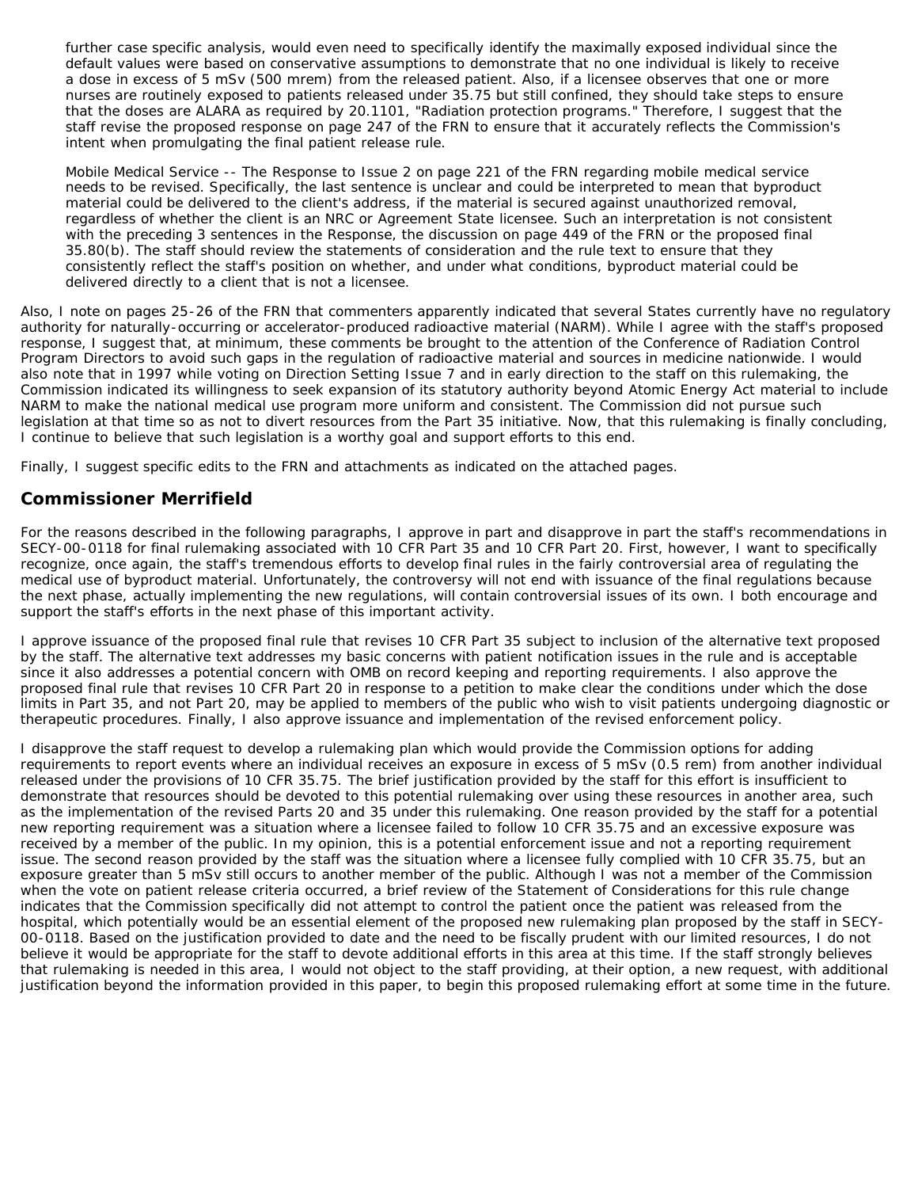further case specific analysis, would even need to specifically identify the maximally exposed individual since the default values were based on conservative assumptions to demonstrate that no one individual is likely to receive a dose in excess of 5 mSv (500 mrem) from the released patient. Also, if a licensee observes that one or more nurses are routinely exposed to patients released under 35.75 but still confined, they should take steps to ensure that the doses are ALARA as required by 20.1101, "Radiation protection programs." Therefore, I suggest that the staff revise the proposed response on page 247 of the FRN to ensure that it accurately reflects the Commission's intent when promulgating the final patient release rule.

Mobile Medical Service -- The Response to Issue 2 on page 221 of the FRN regarding mobile medical service needs to be revised. Specifically, the last sentence is unclear and could be interpreted to mean that byproduct material could be delivered to the client's address, if the material is secured against unauthorized removal, regardless of whether the client is an NRC or Agreement State licensee. Such an interpretation is not consistent with the preceding 3 sentences in the Response, the discussion on page 449 of the FRN or the proposed final 35.80(b). The staff should review the statements of consideration and the rule text to ensure that they consistently reflect the staff's position on whether, and under what conditions, byproduct material could be delivered directly to a client that is not a licensee.

Also, I note on pages 25-26 of the FRN that commenters apparently indicated that several States currently have no regulatory authority for naturally-occurring or accelerator-produced radioactive material (NARM). While I agree with the staff's proposed response, I suggest that, at minimum, these comments be brought to the attention of the Conference of Radiation Control Program Directors to avoid such gaps in the regulation of radioactive material and sources in medicine nationwide. I would also note that in 1997 while voting on Direction Setting Issue 7 and in early direction to the staff on this rulemaking, the Commission indicated its willingness to seek expansion of its statutory authority beyond Atomic Energy Act material to include NARM to make the national medical use program more uniform and consistent. The Commission did not pursue such legislation at that time so as not to divert resources from the Part 35 initiative. Now, that this rulemaking is finally concluding, I continue to believe that such legislation is a worthy goal and support efforts to this end.

Finally, I suggest specific edits to the FRN and attachments as indicated on the attached pages.

## Commissioner Merrifield

For the reasons described in the following paragraphs, I approve in part and disapprove in part the staff's recommendations in SECY-00-0118 for final rulemaking associated with 10 CFR Part 35 and 10 CFR Part 20. First, however, I want to specifically recognize, once again, the staff's tremendous efforts to develop final rules in the fairly controversial area of regulating the medical use of byproduct material. Unfortunately, the controversy will not end with issuance of the final regulations because the next phase, actually implementing the new regulations, will contain controversial issues of its own. I both encourage and support the staff's efforts in the next phase of this important activity.

I approve issuance of the proposed final rule that revises 10 CFR Part 35 subject to inclusion of the alternative text proposed by the staff. The alternative text addresses my basic concerns with patient notification issues in the rule and is acceptable since it also addresses a potential concern with OMB on record keeping and reporting requirements. I also approve the proposed final rule that revises 10 CFR Part 20 in response to a petition to make clear the conditions under which the dose limits in Part 35, and not Part 20, may be applied to members of the public who wish to visit patients undergoing diagnostic or therapeutic procedures. Finally, I also approve issuance and implementation of the revised enforcement policy.

I disapprove the staff request to develop a rulemaking plan which would provide the Commission options for adding requirements to report events where an individual receives an exposure in excess of 5 mSv (0.5 rem) from another individual released under the provisions of 10 CFR 35.75. The brief justification provided by the staff for this effort is insufficient to demonstrate that resources should be devoted to this potential rulemaking over using these resources in another area, such as the implementation of the revised Parts 20 and 35 under this rulemaking. One reason provided by the staff for a potential new reporting requirement was a situation where a licensee failed to follow 10 CFR 35.75 and an excessive exposure was received by a member of the public. In my opinion, this is a potential enforcement issue and not a reporting requirement issue. The second reason provided by the staff was the situation where a licensee fully complied with 10 CFR 35.75, but an exposure greater than 5 mSv still occurs to another member of the public. Although I was not a member of the Commission when the vote on patient release criteria occurred, a brief review of the Statement of Considerations for this rule change indicates that the Commission specifically did not attempt to control the patient once the patient was released from the hospital, which potentially would be an essential element of the proposed new rulemaking plan proposed by the staff in SECY-00-0118. Based on the justification provided to date and the need to be fiscally prudent with our limited resources, I do not believe it would be appropriate for the staff to devote additional efforts in this area at this time. If the staff strongly believes that rulemaking is needed in this area, I would not object to the staff providing, at their option, a new request, with additional justification beyond the information provided in this paper, to begin this proposed rulemaking effort at some time in the future.